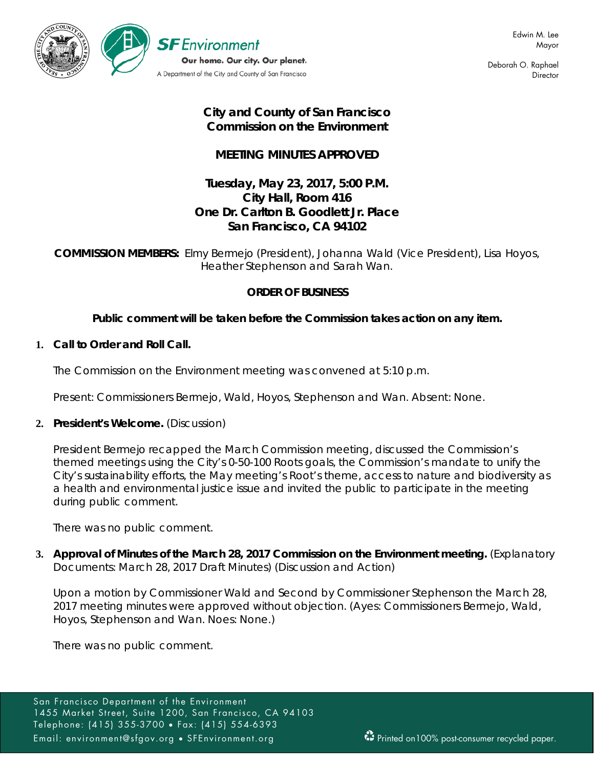Edwin M. Lee
Mayor

Deborah O. Raphael
Director

SF Environment
Our home. Our city. Our planet.
A Department of the City and County of San Francisco

# City and County of San Francisco Commission on the Environment

## MEETING MINUTES APPROVED

**Tuesday, May 23, 2017, 5:00 P.M.**
**City Hall, Room 416**
**One Dr. Carlton B. Goodlett Jr. Place**
**San Francisco, CA 94102**

**COMMISSION MEMBERS:** Elmy Bermejo (President), Johanna Wald (Vice President), Lisa Hoyos, Heather Stephenson and Sarah Wan.

### ORDER OF BUSINESS

**Public comment will be taken before the Commission takes action on any item.**

1. **Call to Order and Roll Call.**

   The Commission on the Environment meeting was convened at 5:10 p.m.

   Present: Commissioners Bermejo, Wald, Hoyos, Stephenson and Wan. Absent: None.

2. **President's Welcome.** (Discussion)

   President Bermejo recapped the March Commission meeting, discussed the Commission's themed meetings using the City's 0-50-100 Roots goals, the Commission's mandate to unify the City's sustainability efforts, the May meeting's Root's theme, access to nature and biodiversity as a health and environmental justice issue and invited the public to participate in the meeting during public comment.

   There was no public comment.

3. **Approval of Minutes of the March 28, 2017 Commission on the Environment meeting.** (Explanatory Documents: March 28, 2017 Draft Minutes) (Discussion and Action)

   Upon a motion by Commissioner Wald and Second by Commissioner Stephenson the March 28, 2017 meeting minutes were approved without objection. (Ayes: Commissioners Bermejo, Wald, Hoyos, Stephenson and Wan. Noes: None.)

   There was no public comment.

San Francisco Department of the Environment
1455 Market Street, Suite 1200, San Francisco, CA 94103
Telephone: (415) 355-3700 • Fax: (415) 554-6393
Email: environment@sfgov.org • SFEnvironment.org

Printed on100% post-consumer recycled paper.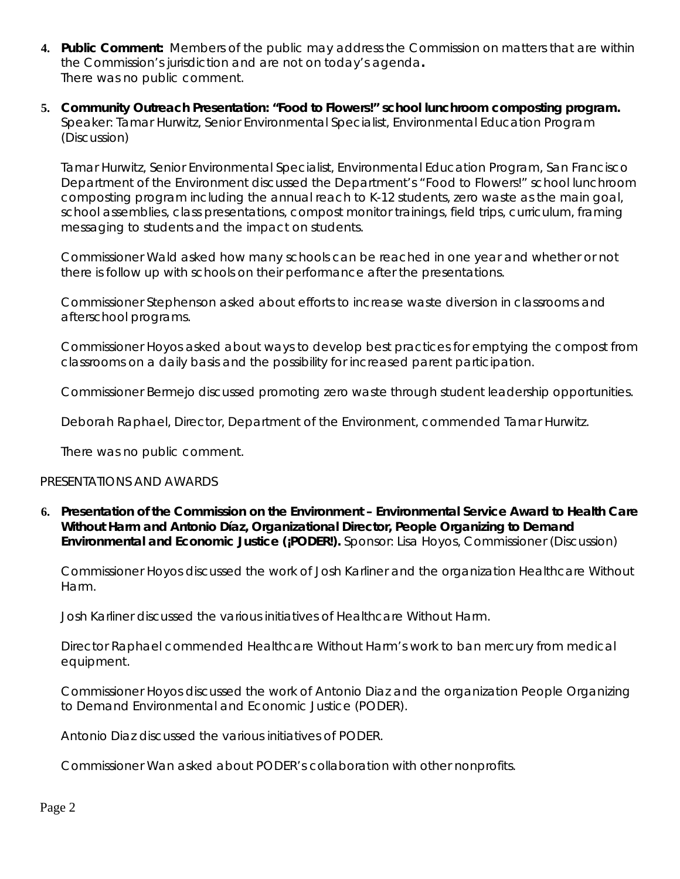4. **Public Comment:** Members of the public may address the Commission on matters that are within the Commission's jurisdiction and are not on today's agenda**.**
   There was no public comment.

5. **Community Outreach Presentation: "Food to Flowers!" school lunchroom composting program.** Speaker: Tamar Hurwitz, Senior Environmental Specialist, Environmental Education Program (Discussion)

   Tamar Hurwitz, Senior Environmental Specialist, Environmental Education Program, San Francisco Department of the Environment discussed the Department's "Food to Flowers!" school lunchroom composting program including the annual reach to K-12 students, zero waste as the main goal, school assemblies, class presentations, compost monitor trainings, field trips, curriculum, framing messaging to students and the impact on students.

   Commissioner Wald asked how many schools can be reached in one year and whether or not there is follow up with schools on their performance after the presentations.

   Commissioner Stephenson asked about efforts to increase waste diversion in classrooms and afterschool programs.

   Commissioner Hoyos asked about ways to develop best practices for emptying the compost from classrooms on a daily basis and the possibility for increased parent participation.

   Commissioner Bermejo discussed promoting zero waste through student leadership opportunities.

   Deborah Raphael, Director, Department of the Environment, commended Tamar Hurwitz.

   There was no public comment.

PRESENTATIONS AND AWARDS

6. **Presentation of the Commission on the Environment – Environmental Service Award to Health Care Without Harm and Antonio Díaz, Organizational Director, People Organizing to Demand Environmental and Economic Justice (¡PODER!).** Sponsor: Lisa Hoyos, Commissioner (Discussion)

   Commissioner Hoyos discussed the work of Josh Karliner and the organization Healthcare Without Harm.

   Josh Karliner discussed the various initiatives of Healthcare Without Harm.

   Director Raphael commended Healthcare Without Harm's work to ban mercury from medical equipment.

   Commissioner Hoyos discussed the work of Antonio Diaz and the organization People Organizing to Demand Environmental and Economic Justice (PODER).

   Antonio Diaz discussed the various initiatives of PODER.

   Commissioner Wan asked about PODER's collaboration with other nonprofits.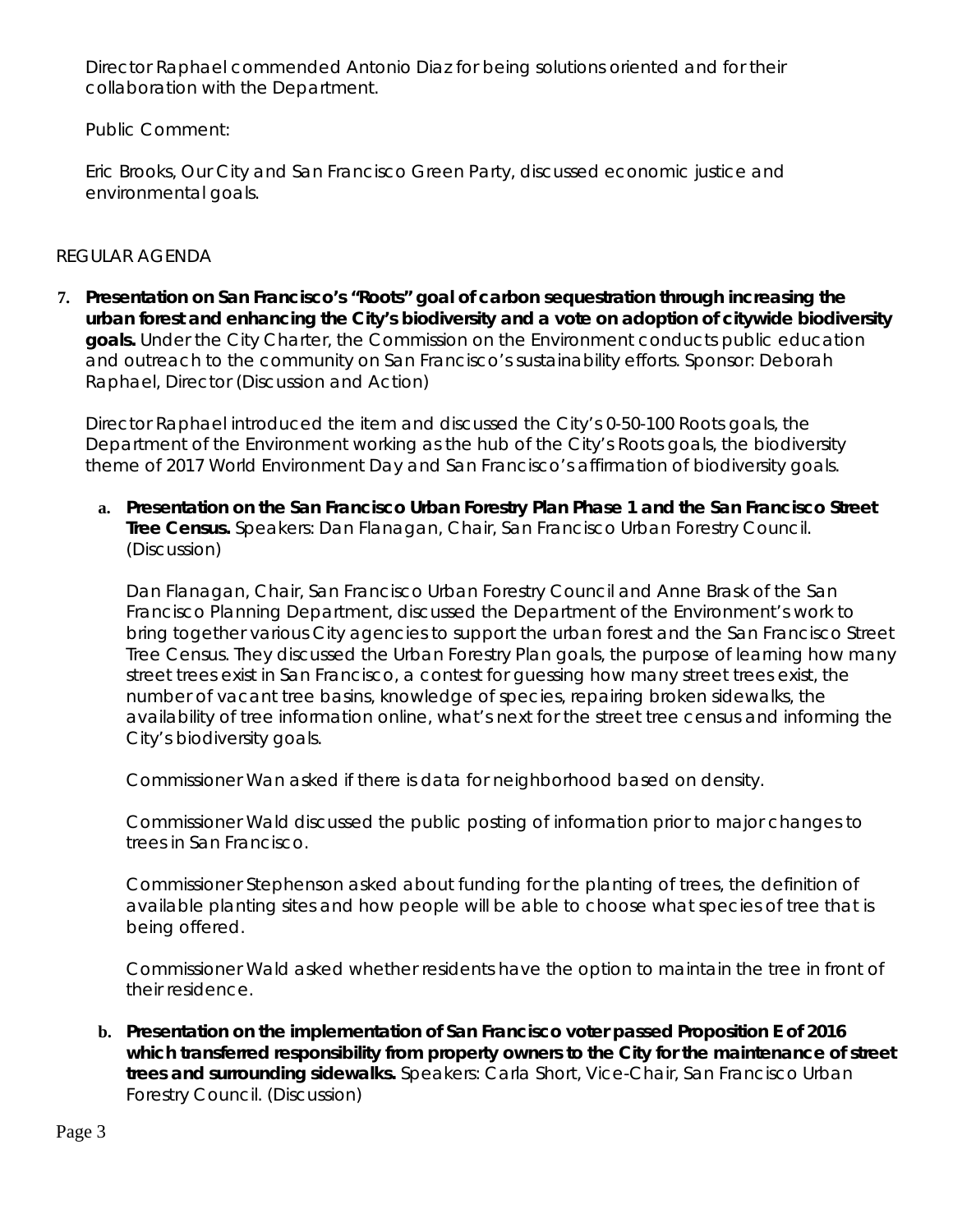Director Raphael commended Antonio Diaz for being solutions oriented and for their collaboration with the Department.

Public Comment:

Eric Brooks, Our City and San Francisco Green Party, discussed economic justice and environmental goals.

REGULAR AGENDA

7. **Presentation on San Francisco's "Roots" goal of carbon sequestration through increasing the urban forest and enhancing the City's biodiversity and a vote on adoption of citywide biodiversity goals.** Under the City Charter, the Commission on the Environment conducts public education and outreach to the community on San Francisco's sustainability efforts. Sponsor: Deborah Raphael, Director (Discussion and Action)

   Director Raphael introduced the item and discussed the City's 0-50-100 Roots goals, the Department of the Environment working as the hub of the City's Roots goals, the biodiversity theme of 2017 World Environment Day and San Francisco's affirmation of biodiversity goals.

   a. **Presentation on the San Francisco Urban Forestry Plan Phase 1 and the San Francisco Street Tree Census.** Speakers: Dan Flanagan, Chair, San Francisco Urban Forestry Council. (Discussion)

      Dan Flanagan, Chair, San Francisco Urban Forestry Council and Anne Brask of the San Francisco Planning Department, discussed the Department of the Environment's work to bring together various City agencies to support the urban forest and the San Francisco Street Tree Census. They discussed the Urban Forestry Plan goals, the purpose of learning how many street trees exist in San Francisco, a contest for guessing how many street trees exist, the number of vacant tree basins, knowledge of species, repairing broken sidewalks, the availability of tree information online, what's next for the street tree census and informing the City's biodiversity goals.

      Commissioner Wan asked if there is data for neighborhood based on density.

      Commissioner Wald discussed the public posting of information prior to major changes to trees in San Francisco.

      Commissioner Stephenson asked about funding for the planting of trees, the definition of available planting sites and how people will be able to choose what species of tree that is being offered.

      Commissioner Wald asked whether residents have the option to maintain the tree in front of their residence.

   b. **Presentation on the implementation of San Francisco voter passed Proposition E of 2016 which transferred responsibility from property owners to the City for the maintenance of street trees and surrounding sidewalks.** Speakers: Carla Short, Vice-Chair, San Francisco Urban Forestry Council. (Discussion)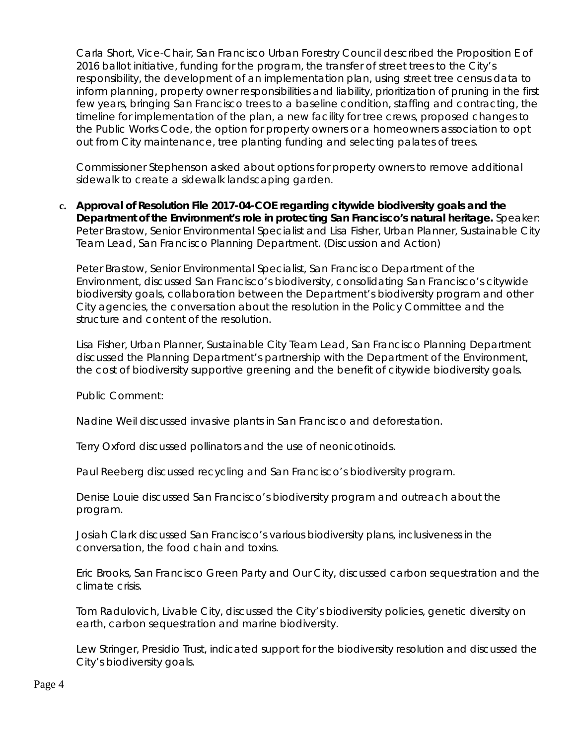Carla Short, Vice-Chair, San Francisco Urban Forestry Council described the Proposition E of 2016 ballot initiative, funding for the program, the transfer of street trees to the City's responsibility, the development of an implementation plan, using street tree census data to inform planning, property owner responsibilities and liability, prioritization of pruning in the first few years, bringing San Francisco trees to a baseline condition, staffing and contracting, the timeline for implementation of the plan, a new facility for tree crews, proposed changes to the Public Works Code, the option for property owners or a homeowners association to opt out from City maintenance, tree planting funding and selecting palates of trees.

Commissioner Stephenson asked about options for property owners to remove additional sidewalk to create a sidewalk landscaping garden.

c. **Approval of Resolution File 2017-04-COE regarding citywide biodiversity goals and the Department of the Environment's role in protecting San Francisco's natural heritage.** Speaker: Peter Brastow, Senior Environmental Specialist and Lisa Fisher, Urban Planner, Sustainable City Team Lead, San Francisco Planning Department. (Discussion and Action)

Peter Brastow, Senior Environmental Specialist, San Francisco Department of the Environment, discussed San Francisco's biodiversity, consolidating San Francisco's citywide biodiversity goals, collaboration between the Department's biodiversity program and other City agencies, the conversation about the resolution in the Policy Committee and the structure and content of the resolution.

Lisa Fisher, Urban Planner, Sustainable City Team Lead, San Francisco Planning Department discussed the Planning Department's partnership with the Department of the Environment, the cost of biodiversity supportive greening and the benefit of citywide biodiversity goals.

Public Comment:

Nadine Weil discussed invasive plants in San Francisco and deforestation.

Terry Oxford discussed pollinators and the use of neonicotinoids.

Paul Reeberg discussed recycling and San Francisco's biodiversity program.

Denise Louie discussed San Francisco's biodiversity program and outreach about the program.

Josiah Clark discussed San Francisco's various biodiversity plans, inclusiveness in the conversation, the food chain and toxins.

Eric Brooks, San Francisco Green Party and Our City, discussed carbon sequestration and the climate crisis.

Tom Radulovich, Livable City, discussed the City's biodiversity policies, genetic diversity on earth, carbon sequestration and marine biodiversity.

Lew Stringer, Presidio Trust, indicated support for the biodiversity resolution and discussed the City's biodiversity goals.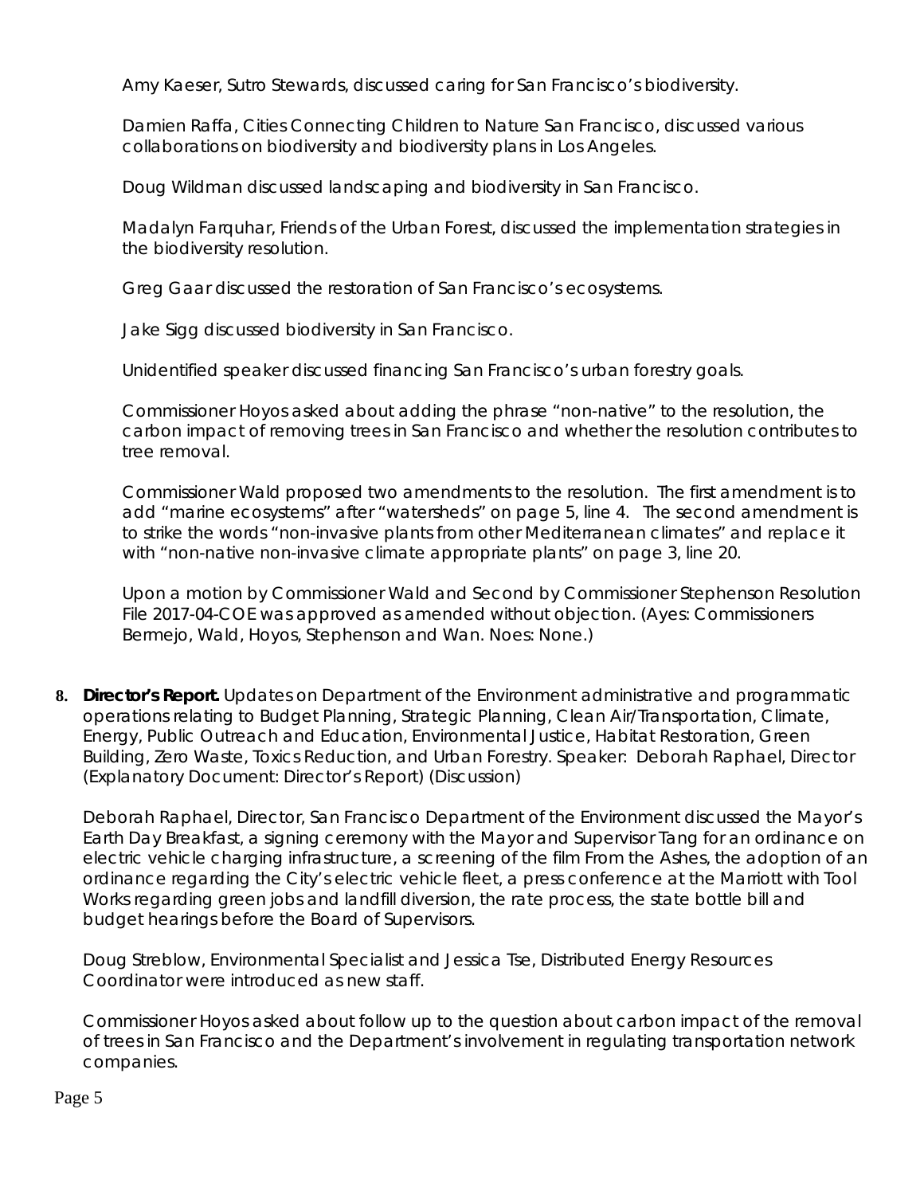Amy Kaeser, Sutro Stewards, discussed caring for San Francisco's biodiversity.

Damien Raffa, Cities Connecting Children to Nature San Francisco, discussed various collaborations on biodiversity and biodiversity plans in Los Angeles.

Doug Wildman discussed landscaping and biodiversity in San Francisco.

Madalyn Farquhar, Friends of the Urban Forest, discussed the implementation strategies in the biodiversity resolution.

Greg Gaar discussed the restoration of San Francisco's ecosystems.

Jake Sigg discussed biodiversity in San Francisco.

Unidentified speaker discussed financing San Francisco's urban forestry goals.

Commissioner Hoyos asked about adding the phrase "non-native" to the resolution, the carbon impact of removing trees in San Francisco and whether the resolution contributes to tree removal.

Commissioner Wald proposed two amendments to the resolution. The first amendment is to add "marine ecosystems" after "watersheds" on page 5, line 4. The second amendment is to strike the words "non-invasive plants from other Mediterranean climates" and replace it with "non-native non-invasive climate appropriate plants" on page 3, line 20.

Upon a motion by Commissioner Wald and Second by Commissioner Stephenson Resolution File 2017-04-COE was approved as amended without objection. (Ayes: Commissioners Bermejo, Wald, Hoyos, Stephenson and Wan. Noes: None.)

8. **Director's Report.** Updates on Department of the Environment administrative and programmatic operations relating to Budget Planning, Strategic Planning, Clean Air/Transportation, Climate, Energy, Public Outreach and Education, Environmental Justice, Habitat Restoration, Green Building, Zero Waste, Toxics Reduction, and Urban Forestry. Speaker: Deborah Raphael, Director (Explanatory Document: Director's Report) (Discussion)

   Deborah Raphael, Director, San Francisco Department of the Environment discussed the Mayor's Earth Day Breakfast, a signing ceremony with the Mayor and Supervisor Tang for an ordinance on electric vehicle charging infrastructure, a screening of the film From the Ashes, the adoption of an ordinance regarding the City's electric vehicle fleet, a press conference at the Marriott with Tool Works regarding green jobs and landfill diversion, the rate process, the state bottle bill and budget hearings before the Board of Supervisors.

   Doug Streblow, Environmental Specialist and Jessica Tse, Distributed Energy Resources Coordinator were introduced as new staff.

   Commissioner Hoyos asked about follow up to the question about carbon impact of the removal of trees in San Francisco and the Department's involvement in regulating transportation network companies.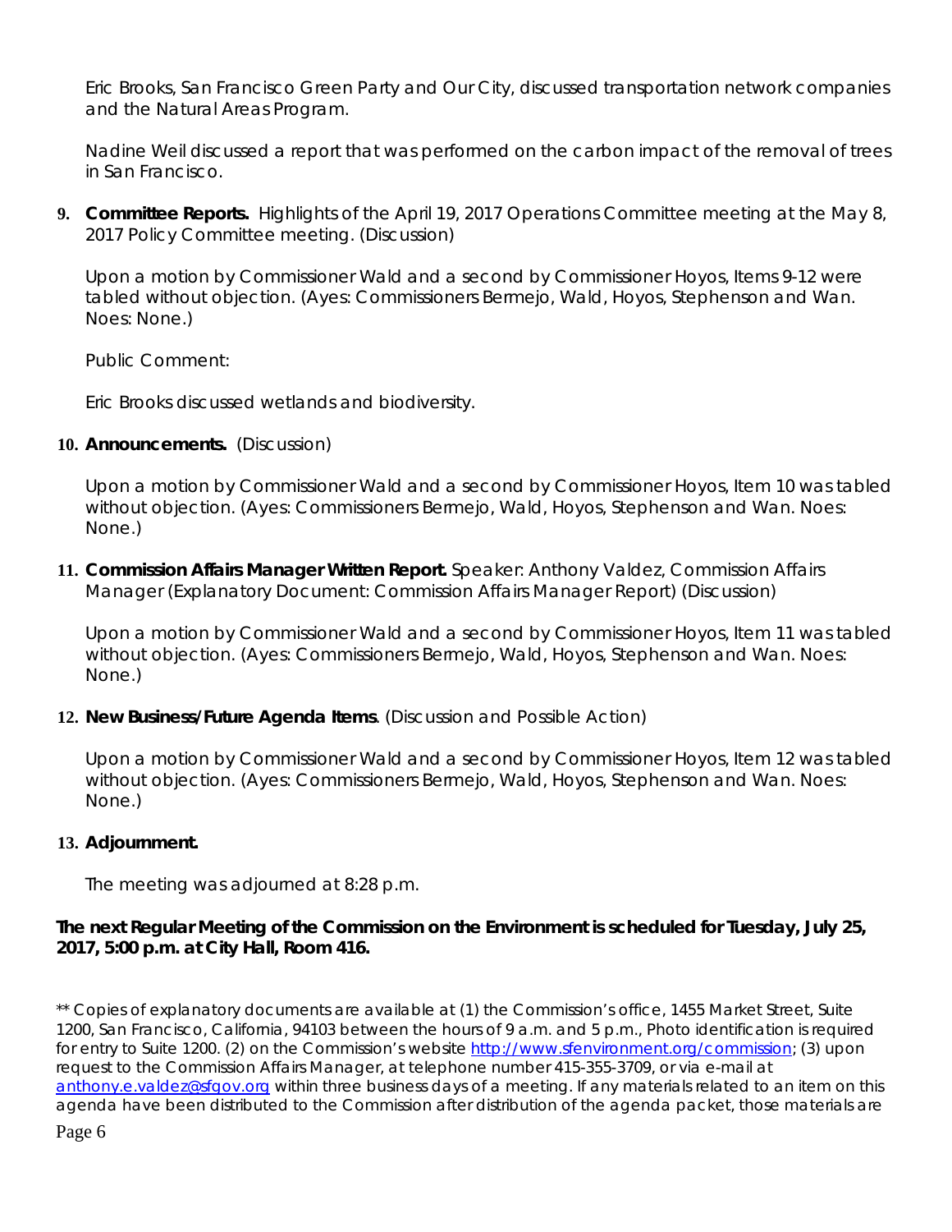Eric Brooks, San Francisco Green Party and Our City, discussed transportation network companies and the Natural Areas Program.

Nadine Weil discussed a report that was performed on the carbon impact of the removal of trees in San Francisco.

**9. Committee Reports.** Highlights of the April 19, 2017 Operations Committee meeting at the May 8, 2017 Policy Committee meeting. (Discussion)

Upon a motion by Commissioner Wald and a second by Commissioner Hoyos, Items 9-12 were tabled without objection. (Ayes: Commissioners Bermejo, Wald, Hoyos, Stephenson and Wan. Noes: None.)

Public Comment:

Eric Brooks discussed wetlands and biodiversity.

**10. Announcements.** (Discussion)

Upon a motion by Commissioner Wald and a second by Commissioner Hoyos, Item 10 was tabled without objection. (Ayes: Commissioners Bermejo, Wald, Hoyos, Stephenson and Wan. Noes: None.)

**11. Commission Affairs Manager Written Report.** Speaker: Anthony Valdez, Commission Affairs Manager (Explanatory Document: Commission Affairs Manager Report) (Discussion)

Upon a motion by Commissioner Wald and a second by Commissioner Hoyos, Item 11 was tabled without objection. (Ayes: Commissioners Bermejo, Wald, Hoyos, Stephenson and Wan. Noes: None.)

**12. New Business/Future Agenda Items**. (Discussion and Possible Action)

Upon a motion by Commissioner Wald and a second by Commissioner Hoyos, Item 12 was tabled without objection. (Ayes: Commissioners Bermejo, Wald, Hoyos, Stephenson and Wan. Noes: None.)

**13. Adjournment.**

The meeting was adjourned at 8:28 p.m.

**The next Regular Meeting of the Commission on the Environment is scheduled for Tuesday, July 25, 2017, 5:00 p.m. at City Hall, Room 416.**

** Copies of explanatory documents are available at (1) the Commission's office, 1455 Market Street, Suite 1200, San Francisco, California, 94103 between the hours of 9 a.m. and 5 p.m., Photo identification is required for entry to Suite 1200. (2) on the Commission's website http://www.sfenvironment.org/commission; (3) upon request to the Commission Affairs Manager, at telephone number 415-355-3709, or via e-mail at anthony.e.valdez@sfgov.org within three business days of a meeting. If any materials related to an item on this agenda have been distributed to the Commission after distribution of the agenda packet, those materials are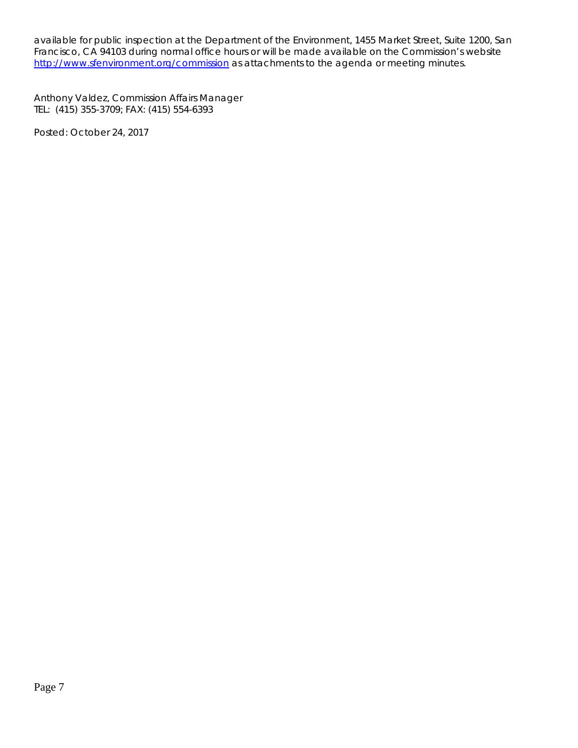available for public inspection at the Department of the Environment, 1455 Market Street, Suite 1200, San Francisco, CA 94103 during normal office hours or will be made available on the Commission's website [http://www.sfenvironment.org/commission](http://www.sfenvironment.org/commission) as attachments to the agenda or meeting minutes.

Anthony Valdez, Commission Affairs Manager
TEL: (415) 355-3709; FAX: (415) 554-6393

Posted: October 24, 2017